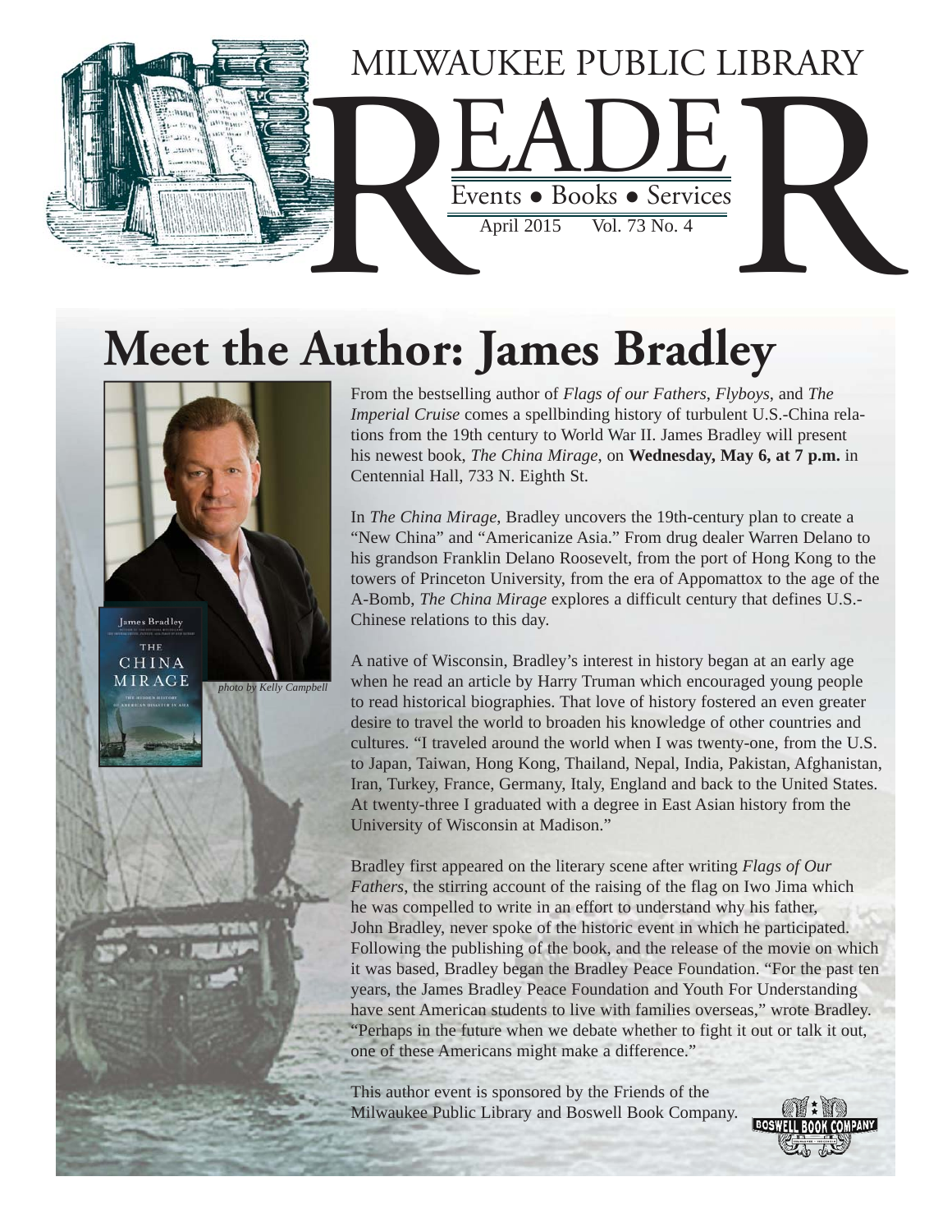# MILWAUKEE PUBLIC LIBRARY READER

Events • Books • Services

April 2015 Vol. 73 No. 4

## Meet the Author: James Bradley

*photo by Kelly Campbell*

From the bestselling author of *Flags of our Fathers*, *Flyboys*, and *The Imperial Cruise* comes a spellbinding history of turbulent U.S.-China relations from the 19th century to World War II. James Bradley will present his newest book, *The China Mirage*, on **Wednesday, May 6, at 7 p.m.** in Centennial Hall, 733 N. Eighth St.

In *The China Mirage*, Bradley uncovers the 19th-century plan to create a "New China" and "Americanize Asia." From drug dealer Warren Delano to his grandson Franklin Delano Roosevelt, from the port of Hong Kong to the towers of Princeton University, from the era of Appomattox to the age of the A-Bomb, *The China Mirage* explores a difficult century that defines U.S.-Chinese relations to this day.

A native of Wisconsin, Bradley's interest in history began at an early age when he read an article by Harry Truman which encouraged young people to read historical biographies. That love of history fostered an even greater desire to travel the world to broaden his knowledge of other countries and cultures. "I traveled around the world when I was twenty-one, from the U.S. to Japan, Taiwan, Hong Kong, Thailand, Nepal, India, Pakistan, Afghanistan, Iran, Turkey, France, Germany, Italy, England and back to the United States. At twenty-three I graduated with a degree in East Asian history from the University of Wisconsin at Madison."

Bradley first appeared on the literary scene after writing *Flags of Our Fathers*, the stirring account of the raising of the flag on Iwo Jima which he was compelled to write in an effort to understand why his father, John Bradley, never spoke of the historic event in which he participated. Following the publishing of the book, and the release of the movie on which it was based, Bradley began the Bradley Peace Foundation. "For the past ten years, the James Bradley Peace Foundation and Youth For Understanding have sent American students to live with families overseas," wrote Bradley. "Perhaps in the future when we debate whether to fight it out or talk it out, one of these Americans might make a difference."

This author event is sponsored by the Friends of the Milwaukee Public Library and Boswell Book Company.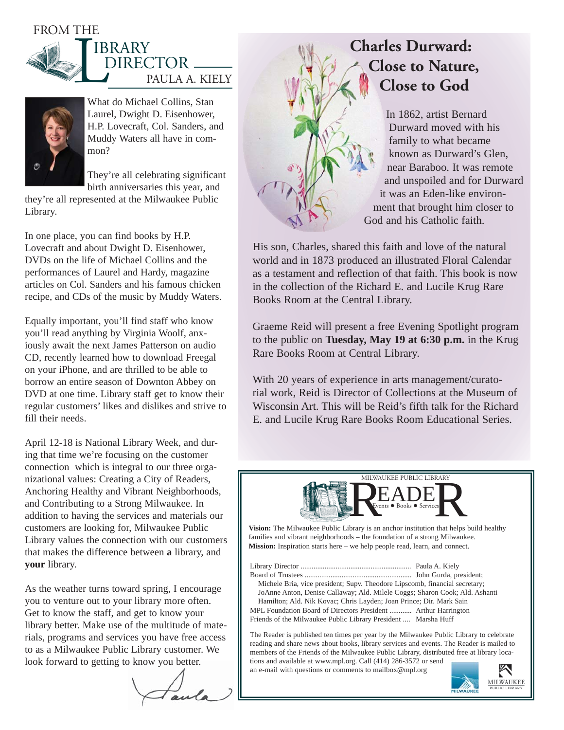## From the Library Director

### Paula A. Kiely

What do Michael Collins, Stan Laurel, Dwight D. Eisenhower, H.P. Lovecraft, Col. Sanders, and Muddy Waters all have in common?

They're all celebrating significant birth anniversaries this year, and they're all represented at the Milwaukee Public Library.

In one place, you can find books by H.P. Lovecraft and about Dwight D. Eisenhower, DVDs on the life of Michael Collins and the performances of Laurel and Hardy, magazine articles on Col. Sanders and his famous chicken recipe, and CDs of the music by Muddy Waters.

Equally important, you'll find staff who know you'll read anything by Virginia Woolf, anxiously await the next James Patterson on audio CD, recently learned how to download Freegal on your iPhone, and are thrilled to be able to borrow an entire season of Downton Abbey on DVD at one time. Library staff get to know their regular customers' likes and dislikes and strive to fill their needs.

April 12-18 is National Library Week, and during that time we're focusing on the customer connection which is integral to our three organizational values: Creating a City of Readers, Anchoring Healthy and Vibrant Neighborhoods, and Contributing to a Strong Milwaukee. In addition to having the services and materials our customers are looking for, Milwaukee Public Library values the connection with our customers that makes the difference between **a** library, and **your** library.

As the weather turns toward spring, I encourage you to venture out to your library more often. Get to know the staff, and get to know your library better. Make use of the multitude of materials, programs and services you have free access to as a Milwaukee Public Library customer. We look forward to getting to know you better.

Paula

## Charles Durward: Close to Nature, Close to God

In 1862, artist Bernard Durward moved with his family to what became known as Durward's Glen, near Baraboo. It was remote and unspoiled and for Durward it was an Eden-like environment that brought him closer to God and his Catholic faith.

His son, Charles, shared this faith and love of the natural world and in 1873 produced an illustrated Floral Calendar as a testament and reflection of that faith. This book is now in the collection of the Richard E. and Lucile Krug Rare Books Room at the Central Library.

Graeme Reid will present a free Evening Spotlight program to the public on **Tuesday, May 19 at 6:30 p.m.** in the Krug Rare Books Room at Central Library.

With 20 years of experience in arts management/curatorial work, Reid is Director of Collections at the Museum of Wisconsin Art. This will be Reid's fifth talk for the Richard E. and Lucile Krug Rare Books Room Educational Series.

---

Milwaukee Public Library

## READER

Events • Books • Services

**Vision:** The Milwaukee Public Library is an anchor institution that helps build healthy families and vibrant neighborhoods – the foundation of a strong Milwaukee.
**Mission:** Inspiration starts here – we help people read, learn, and connect.

Library Director .......... Paula A. Kiely
Board of Trustees .......... John Gurda, president;
Michele Bria, vice president; Supv. Theodore Lipscomb, financial secretary; JoAnne Anton, Denise Callaway; Ald. Milele Coggs; Sharon Cook; Ald. Ashanti Hamilton; Ald. Nik Kovac; Chris Layden; Joan Prince; Dir. Mark Sain
MPL Foundation Board of Directors President .......... Arthur Harrington
Friends of the Milwaukee Public Library President .... Marsha Huff

The Reader is published ten times per year by the Milwaukee Public Library to celebrate reading and share news about books, library services and events. The Reader is mailed to members of the Friends of the Milwaukee Public Library, distributed free at library locations and available at www.mpl.org. Call (414) 286-3572 or send an e-mail with questions or comments to mailbox@mpl.org

Milwaukee Public Library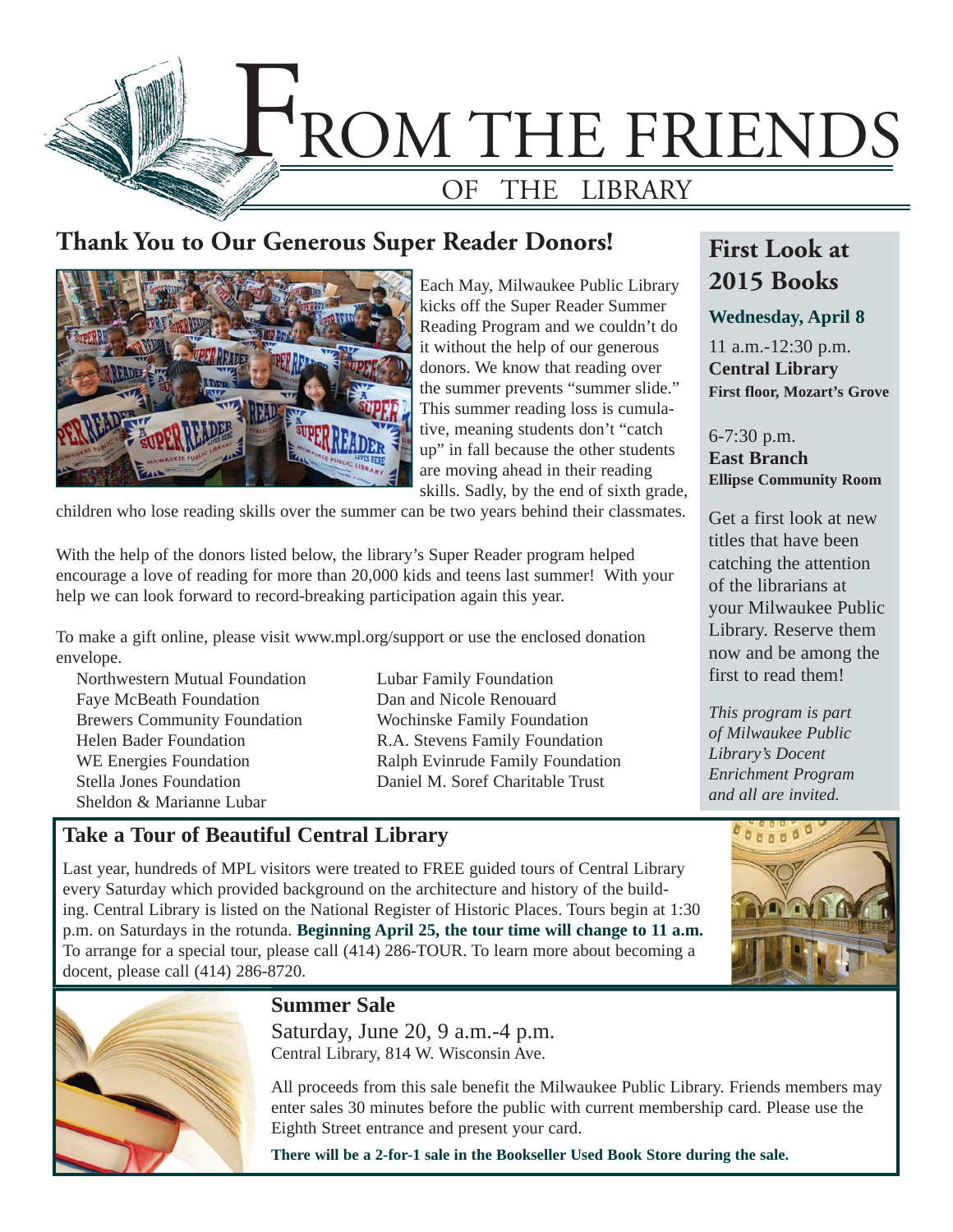# From the Friends of the Library

## Thank You to Our Generous Super Reader Donors!

Each May, Milwaukee Public Library kicks off the Super Reader Summer Reading Program and we couldn't do it without the help of our generous donors. We know that reading over the summer prevents "summer slide." This summer reading loss is cumulative, meaning students don't "catch up" in fall because the other students are moving ahead in their reading skills. Sadly, by the end of sixth grade, children who lose reading skills over the summer can be two years behind their classmates.

With the help of the donors listed below, the library's Super Reader program helped encourage a love of reading for more than 20,000 kids and teens last summer! With your help we can look forward to record-breaking participation again this year.

To make a gift online, please visit www.mpl.org/support or use the enclosed donation envelope.

- Northwestern Mutual Foundation
- Faye McBeath Foundation
- Brewers Community Foundation
- Helen Bader Foundation
- WE Energies Foundation
- Stella Jones Foundation
- Sheldon & Marianne Lubar
- Lubar Family Foundation
- Dan and Nicole Renouard
- Wochinske Family Foundation
- R.A. Stevens Family Foundation
- Ralph Evinrude Family Foundation
- Daniel M. Soref Charitable Trust

## First Look at 2015 Books

**Wednesday, April 8**

11 a.m.-12:30 p.m.
**Central Library**
**First floor, Mozart's Grove**

6-7:30 p.m.
**East Branch**
**Ellipse Community Room**

Get a first look at new titles that have been catching the attention of the librarians at your Milwaukee Public Library. Reserve them now and be among the first to read them!

*This program is part of Milwaukee Public Library's Docent Enrichment Program and all are invited.*

## Take a Tour of Beautiful Central Library

Last year, hundreds of MPL visitors were treated to FREE guided tours of Central Library every Saturday which provided background on the architecture and history of the building. Central Library is listed on the National Register of Historic Places. Tours begin at 1:30 p.m. on Saturdays in the rotunda. **Beginning April 25, the tour time will change to 11 a.m.** To arrange for a special tour, please call (414) 286-TOUR. To learn more about becoming a docent, please call (414) 286-8720.

## Summer Sale

Saturday, June 20, 9 a.m.-4 p.m.
Central Library, 814 W. Wisconsin Ave.

All proceeds from this sale benefit the Milwaukee Public Library. Friends members may enter sales 30 minutes before the public with current membership card. Please use the Eighth Street entrance and present your card.

**There will be a 2-for-1 sale in the Bookseller Used Book Store during the sale.**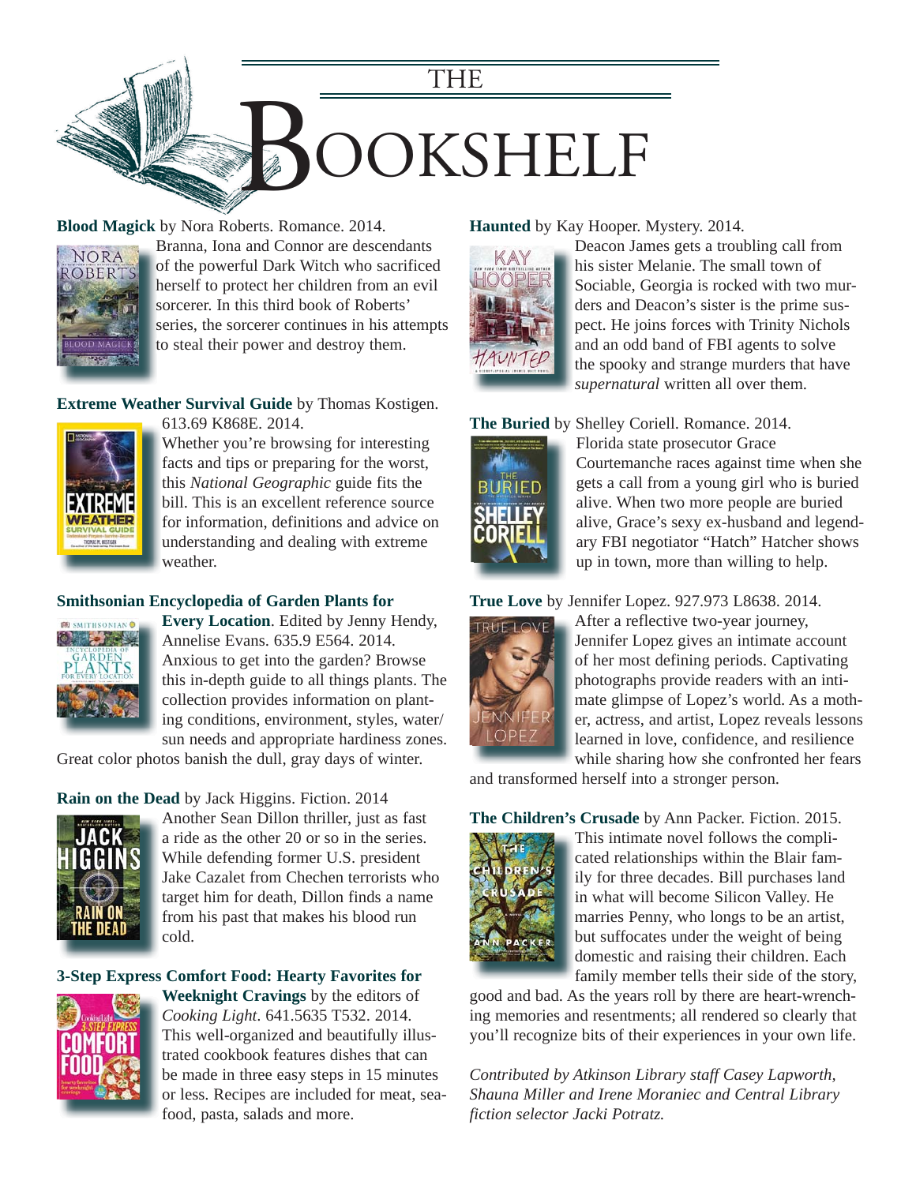# THE BOOKSHELF

**Blood Magick** by Nora Roberts. Romance. 2014.
Branna, Iona and Connor are descendants of the powerful Dark Witch who sacrificed herself to protect her children from an evil sorcerer. In this third book of Roberts' series, the sorcerer continues in his attempts to steal their power and destroy them.

**Extreme Weather Survival Guide** by Thomas Kostigen. 613.69 K868E. 2014.
Whether you're browsing for interesting facts and tips or preparing for the worst, this *National Geographic* guide fits the bill. This is an excellent reference source for information, definitions and advice on understanding and dealing with extreme weather.

**Smithsonian Encyclopedia of Garden Plants for Every Location**. Edited by Jenny Hendy, Annelise Evans. 635.9 E564. 2014.
Anxious to get into the garden? Browse this in-depth guide to all things plants. The collection provides information on planting conditions, environment, styles, water/sun needs and appropriate hardiness zones. Great color photos banish the dull, gray days of winter.

**Rain on the Dead** by Jack Higgins. Fiction. 2014
Another Sean Dillon thriller, just as fast a ride as the other 20 or so in the series. While defending former U.S. president Jake Cazalet from Chechen terrorists who target him for death, Dillon finds a name from his past that makes his blood run cold.

**3-Step Express Comfort Food: Hearty Favorites for Weeknight Cravings** by the editors of *Cooking Light*. 641.5635 T532. 2014.
This well-organized and beautifully illustrated cookbook features dishes that can be made in three easy steps in 15 minutes or less. Recipes are included for meat, seafood, pasta, salads and more.

**Haunted** by Kay Hooper. Mystery. 2014.
Deacon James gets a troubling call from his sister Melanie. The small town of Sociable, Georgia is rocked with two murders and Deacon's sister is the prime suspect. He joins forces with Trinity Nichols and an odd band of FBI agents to solve the spooky and strange murders that have *supernatural* written all over them.

**The Buried** by Shelley Coriell. Romance. 2014.
Florida state prosecutor Grace Courtemanche races against time when she gets a call from a young girl who is buried alive. When two more people are buried alive, Grace's sexy ex-husband and legendary FBI negotiator "Hatch" Hatcher shows up in town, more than willing to help.

**True Love** by Jennifer Lopez. 927.973 L8638. 2014.
After a reflective two-year journey, Jennifer Lopez gives an intimate account of her most defining periods. Captivating photographs provide readers with an intimate glimpse of Lopez's world. As a mother, actress, and artist, Lopez reveals lessons learned in love, confidence, and resilience while sharing how she confronted her fears and transformed herself into a stronger person.

**The Children's Crusade** by Ann Packer. Fiction. 2015.
This intimate novel follows the complicated relationships within the Blair family for three decades. Bill purchases land in what will become Silicon Valley. He marries Penny, who longs to be an artist, but suffocates under the weight of being domestic and raising their children. Each family member tells their side of the story, good and bad. As the years roll by there are heart-wrenching memories and resentments; all rendered so clearly that you'll recognize bits of their experiences in your own life.

*Contributed by Atkinson Library staff Casey Lapworth, Shauna Miller and Irene Moraniec and Central Library fiction selector Jacki Potratz.*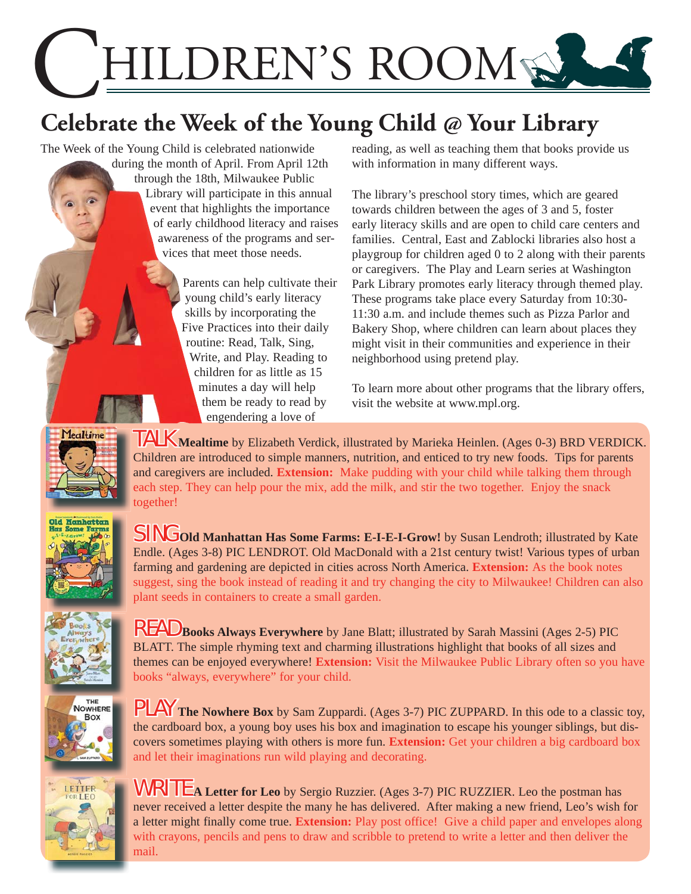# CHILDREN'S ROOM

## Celebrate the Week of the Young Child @ Your Library

The Week of the Young Child is celebrated nationwide during the month of April. From April 12th through the 18th, Milwaukee Public Library will participate in this annual event that highlights the importance of early childhood literacy and raises awareness of the programs and services that meet those needs.

Parents can help cultivate their young child's early literacy skills by incorporating the Five Practices into their daily routine: Read, Talk, Sing, Write, and Play. Reading to children for as little as 15 minutes a day will help them be ready to read by engendering a love of reading, as well as teaching them that books provide us with information in many different ways.

The library's preschool story times, which are geared towards children between the ages of 3 and 5, foster early literacy skills and are open to child care centers and families. Central, East and Zablocki libraries also host a playgroup for children aged 0 to 2 along with their parents or caregivers. The Play and Learn series at Washington Park Library promotes early literacy through themed play. These programs take place every Saturday from 10:30-11:30 a.m. and include themes such as Pizza Parlor and Bakery Shop, where children can learn about places they might visit in their communities and experience in their neighborhood using pretend play.

To learn more about other programs that the library offers, visit the website at www.mpl.org.

**TALK** **Mealtime** by Elizabeth Verdick, illustrated by Marieka Heinlen. (Ages 0-3) BRD VERDICK. Children are introduced to simple manners, nutrition, and enticed to try new foods. Tips for parents and caregivers are included. **Extension:** Make pudding with your child while talking them through each step. They can help pour the mix, add the milk, and stir the two together. Enjoy the snack together!

**SING** **Old Manhattan Has Some Farms: E-I-E-I-Grow!** by Susan Lendroth; illustrated by Kate Endle. (Ages 3-8) PIC LENDROT. Old MacDonald with a 21st century twist! Various types of urban farming and gardening are depicted in cities across North America. **Extension:** As the book notes suggest, sing the book instead of reading it and try changing the city to Milwaukee! Children can also plant seeds in containers to create a small garden.

**READ** **Books Always Everywhere** by Jane Blatt; illustrated by Sarah Massini (Ages 2-5) PIC BLATT. The simple rhyming text and charming illustrations highlight that books of all sizes and themes can be enjoyed everywhere! **Extension:** Visit the Milwaukee Public Library often so you have books "always, everywhere" for your child.

**PLAY** **The Nowhere Box** by Sam Zuppardi. (Ages 3-7) PIC ZUPPARD. In this ode to a classic toy, the cardboard box, a young boy uses his box and imagination to escape his younger siblings, but discovers sometimes playing with others is more fun. **Extension:** Get your children a big cardboard box and let their imaginations run wild playing and decorating.

**WRITE** **A Letter for Leo** by Sergio Ruzzier. (Ages 3-7) PIC RUZZIER. Leo the postman has never received a letter despite the many he has delivered. After making a new friend, Leo's wish for a letter might finally come true. **Extension:** Play post office! Give a child paper and envelopes along with crayons, pencils and pens to draw and scribble to pretend to write a letter and then deliver the mail.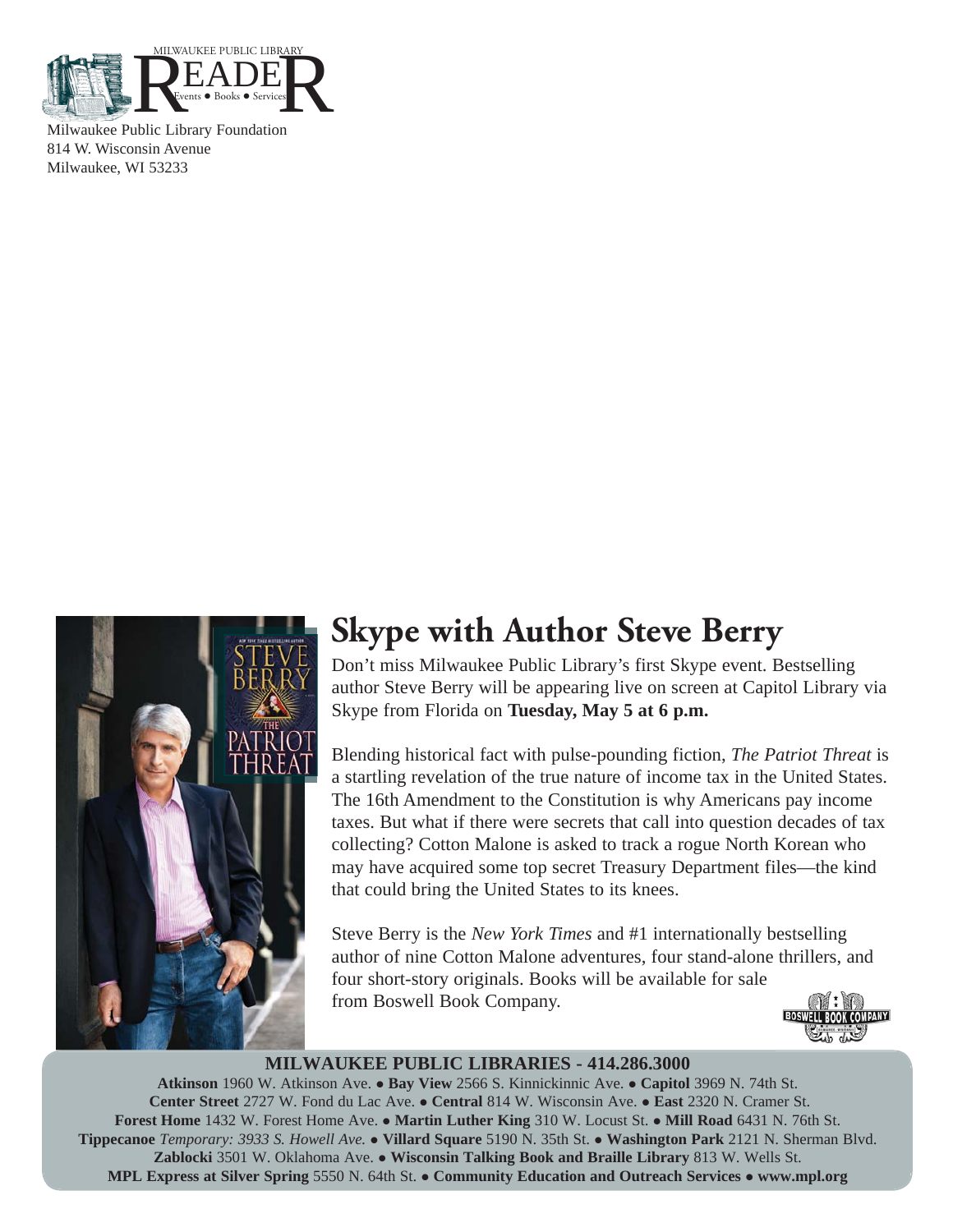MILWAUKEE PUBLIC LIBRARY READER
Events ● Books ● Services

Milwaukee Public Library Foundation
814 W. Wisconsin Avenue
Milwaukee, WI 53233

# Skype with Author Steve Berry

Don't miss Milwaukee Public Library's first Skype event. Bestselling author Steve Berry will be appearing live on screen at Capitol Library via Skype from Florida on **Tuesday, May 5 at 6 p.m.**

Blending historical fact with pulse-pounding fiction, *The Patriot Threat* is a startling revelation of the true nature of income tax in the United States. The 16th Amendment to the Constitution is why Americans pay income taxes. But what if there were secrets that call into question decades of tax collecting? Cotton Malone is asked to track a rogue North Korean who may have acquired some top secret Treasury Department files—the kind that could bring the United States to its knees.

Steve Berry is the *New York Times* and #1 internationally bestselling author of nine Cotton Malone adventures, four stand-alone thrillers, and four short-story originals. Books will be available for sale from Boswell Book Company.

**MILWAUKEE PUBLIC LIBRARIES - 414.286.3000**

**Atkinson** 1960 W. Atkinson Ave. ● **Bay View** 2566 S. Kinnickinnic Ave. ● **Capitol** 3969 N. 74th St.
**Center Street** 2727 W. Fond du Lac Ave. ● **Central** 814 W. Wisconsin Ave. ● **East** 2320 N. Cramer St.
**Forest Home** 1432 W. Forest Home Ave. ● **Martin Luther King** 310 W. Locust St. ● **Mill Road** 6431 N. 76th St.
**Tippecanoe** *Temporary: 3933 S. Howell Ave.* ● **Villard Square** 5190 N. 35th St. ● **Washington Park** 2121 N. Sherman Blvd.
**Zablocki** 3501 W. Oklahoma Ave. ● **Wisconsin Talking Book and Braille Library** 813 W. Wells St.
**MPL Express at Silver Spring** 5550 N. 64th St. ● **Community Education and Outreach Services** ● **www.mpl.org**